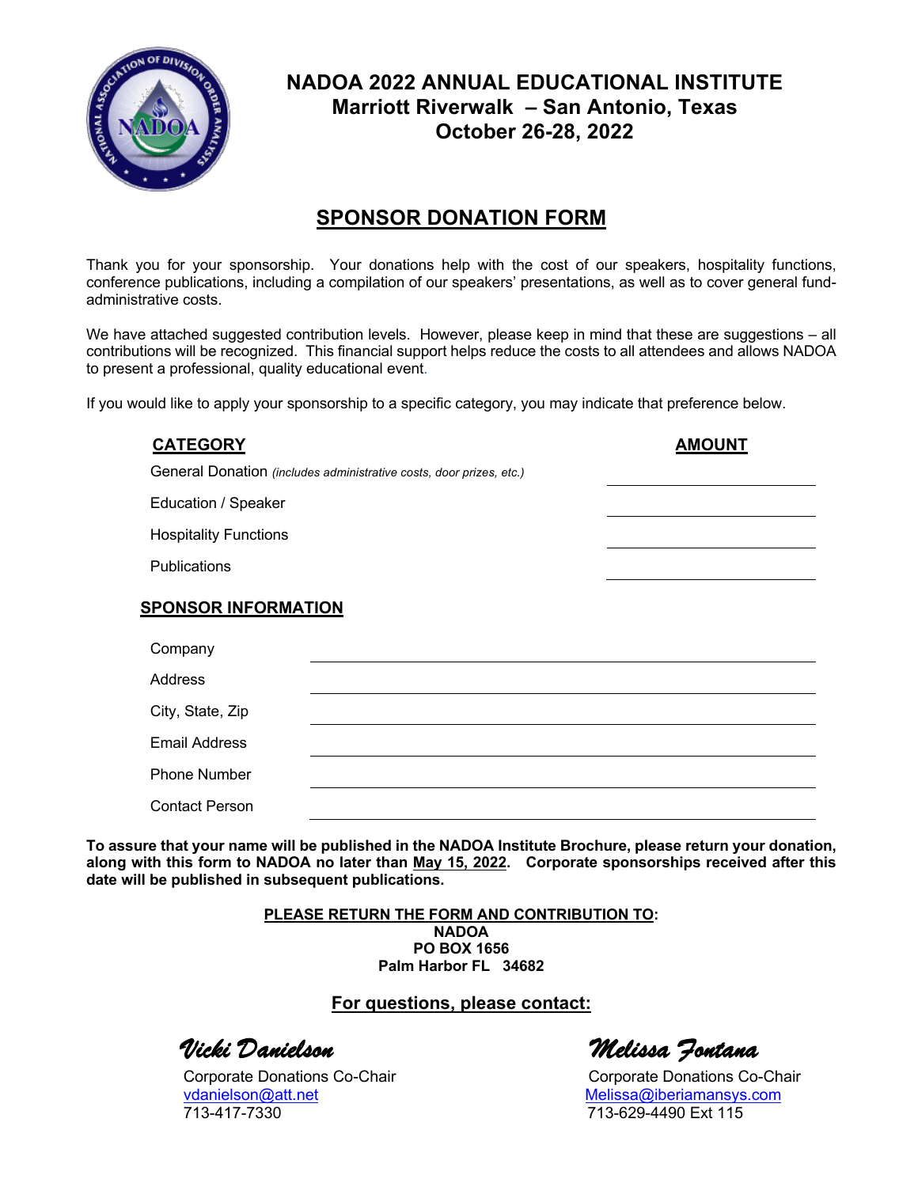# NADOA 2022 ANNUAL EDUCATIONAL INSTITUTE
## Marriott Riverwalk – San Antonio, Texas
## October 26-28, 2022

## SPONSOR DONATION FORM

Thank you for your sponsorship. Your donations help with the cost of our speakers, hospitality functions, conference publications, including a compilation of our speakers' presentations, as well as to cover general fund-administrative costs.

We have attached suggested contribution levels. However, please keep in mind that these are suggestions – all contributions will be recognized. This financial support helps reduce the costs to all attendees and allows NADOA to present a professional, quality educational event.

If you would like to apply your sponsorship to a specific category, you may indicate that preference below.

| CATEGORY | AMOUNT |
|---|---|
| General Donation *(includes administrative costs, door prizes, etc.)* | |
| Education / Speaker | |
| Hospitality Functions | |
| Publications | |

**SPONSOR INFORMATION**

| | |
|---|---|
| Company | |
| Address | |
| City, State, Zip | |
| Email Address | |
| Phone Number | |
| Contact Person | |

**To assure that your name will be published in the NADOA Institute Brochure, please return your donation, along with this form to NADOA no later than May 15, 2022. Corporate sponsorships received after this date will be published in subsequent publications.**

**PLEASE RETURN THE FORM AND CONTRIBUTION TO:**
**NADOA**
**PO BOX 1656**
**Palm Harbor FL 34682**

**For questions, please contact:**

*Vicki Danielson*
Corporate Donations Co-Chair
vdanielson@att.net
713-417-7330

*Melissa Fontana*
Corporate Donations Co-Chair
Melissa@iberiamansys.com
713-629-4490 Ext 115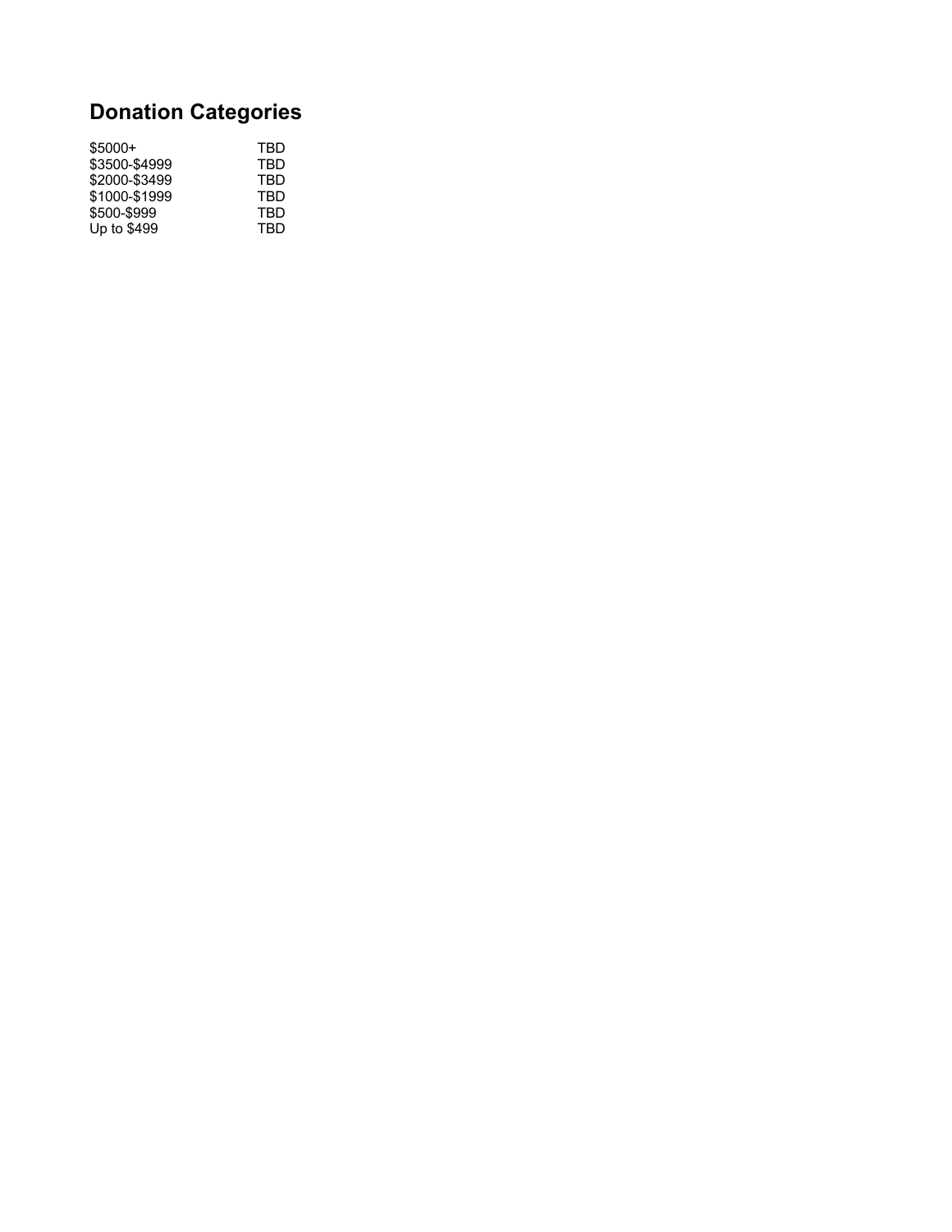## Donation Categories

| | |
|---|---|
| $5000+ | TBD |
| $3500-$4999 | TBD |
| $2000-$3499 | TBD |
| $1000-$1999 | TBD |
| $500-$999 | TBD |
| Up to $499 | TBD |